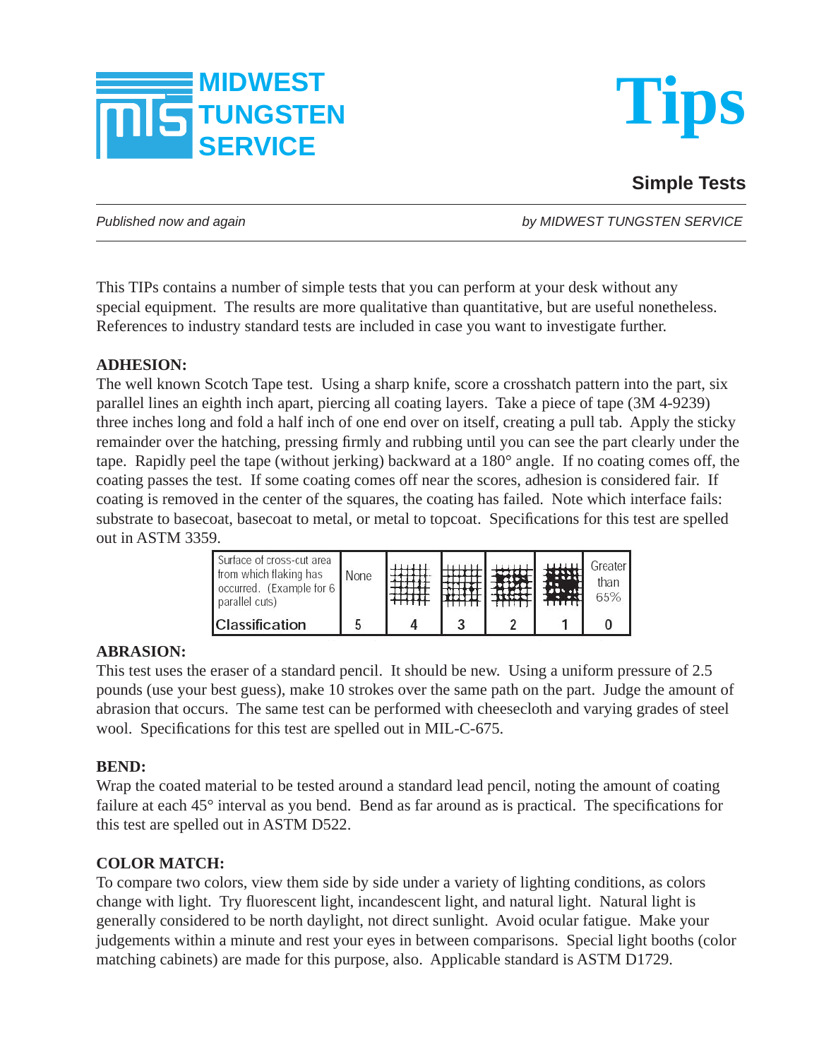MIDWEST TUNGSTEN SERVICE

# Tips

## Simple Tests

*Published now and again* *by MIDWEST TUNGSTEN SERVICE*

This TIPs contains a number of simple tests that you can perform at your desk without any special equipment. The results are more qualitative than quantitative, but are useful nonetheless. References to industry standard tests are included in case you want to investigate further.

**ADHESION:**

The well known Scotch Tape test. Using a sharp knife, score a crosshatch pattern into the part, six parallel lines an eighth inch apart, piercing all coating layers. Take a piece of tape (3M 4-9239) three inches long and fold a half inch of one end over on itself, creating a pull tab. Apply the sticky remainder over the hatching, pressing firmly and rubbing until you can see the part clearly under the tape. Rapidly peel the tape (without jerking) backward at a 180° angle. If no coating comes off, the coating passes the test. If some coating comes off near the scores, adhesion is considered fair. If coating is removed in the center of the squares, the coating has failed. Note which interface fails: substrate to basecoat, basecoat to metal, or metal to topcoat. Specifications for this test are spelled out in ASTM 3359.

| Surface of cross-cut area from which flaking has occurred. (Example for 6 parallel cuts) | None | | | | | Greater than 65% |
|---|---|---|---|---|---|---|
| Classification | 5 | 4 | 3 | 2 | 1 | 0 |

**ABRASION:**

This test uses the eraser of a standard pencil. It should be new. Using a uniform pressure of 2.5 pounds (use your best guess), make 10 strokes over the same path on the part. Judge the amount of abrasion that occurs. The same test can be performed with cheesecloth and varying grades of steel wool. Specifications for this test are spelled out in MIL-C-675.

**BEND:**

Wrap the coated material to be tested around a standard lead pencil, noting the amount of coating failure at each 45° interval as you bend. Bend as far around as is practical. The specifications for this test are spelled out in ASTM D522.

**COLOR MATCH:**

To compare two colors, view them side by side under a variety of lighting conditions, as colors change with light. Try fluorescent light, incandescent light, and natural light. Natural light is generally considered to be north daylight, not direct sunlight. Avoid ocular fatigue. Make your judgements within a minute and rest your eyes in between comparisons. Special light booths (color matching cabinets) are made for this purpose, also. Applicable standard is ASTM D1729.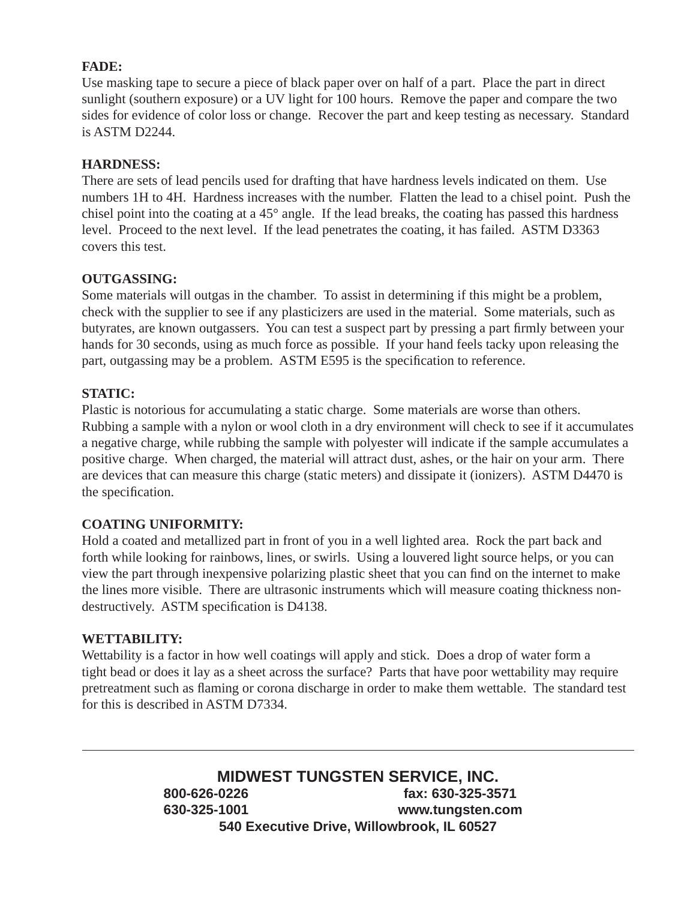**FADE:**
Use masking tape to secure a piece of black paper over on half of a part. Place the part in direct sunlight (southern exposure) or a UV light for 100 hours. Remove the paper and compare the two sides for evidence of color loss or change. Recover the part and keep testing as necessary. Standard is ASTM D2244.

**HARDNESS:**
There are sets of lead pencils used for drafting that have hardness levels indicated on them. Use numbers 1H to 4H. Hardness increases with the number. Flatten the lead to a chisel point. Push the chisel point into the coating at a 45° angle. If the lead breaks, the coating has passed this hardness level. Proceed to the next level. If the lead penetrates the coating, it has failed. ASTM D3363 covers this test.

**OUTGASSING:**
Some materials will outgas in the chamber. To assist in determining if this might be a problem, check with the supplier to see if any plasticizers are used in the material. Some materials, such as butyrates, are known outgassers. You can test a suspect part by pressing a part firmly between your hands for 30 seconds, using as much force as possible. If your hand feels tacky upon releasing the part, outgassing may be a problem. ASTM E595 is the specification to reference.

**STATIC:**
Plastic is notorious for accumulating a static charge. Some materials are worse than others. Rubbing a sample with a nylon or wool cloth in a dry environment will check to see if it accumulates a negative charge, while rubbing the sample with polyester will indicate if the sample accumulates a positive charge. When charged, the material will attract dust, ashes, or the hair on your arm. There are devices that can measure this charge (static meters) and dissipate it (ionizers). ASTM D4470 is the specification.

**COATING UNIFORMITY:**
Hold a coated and metallized part in front of you in a well lighted area. Rock the part back and forth while looking for rainbows, lines, or swirls. Using a louvered light source helps, or you can view the part through inexpensive polarizing plastic sheet that you can find on the internet to make the lines more visible. There are ultrasonic instruments which will measure coating thickness non-destructively. ASTM specification is D4138.

**WETTABILITY:**
Wettability is a factor in how well coatings will apply and stick. Does a drop of water form a tight bead or does it lay as a sheet across the surface? Parts that have poor wettability may require pretreatment such as flaming or corona discharge in order to make them wettable. The standard test for this is described in ASTM D7334.

---

**MIDWEST TUNGSTEN SERVICE, INC.**

**800-626-0226** **fax: 630-325-3571**
**630-325-1001** **www.tungsten.com**
**540 Executive Drive, Willowbrook, IL 60527**